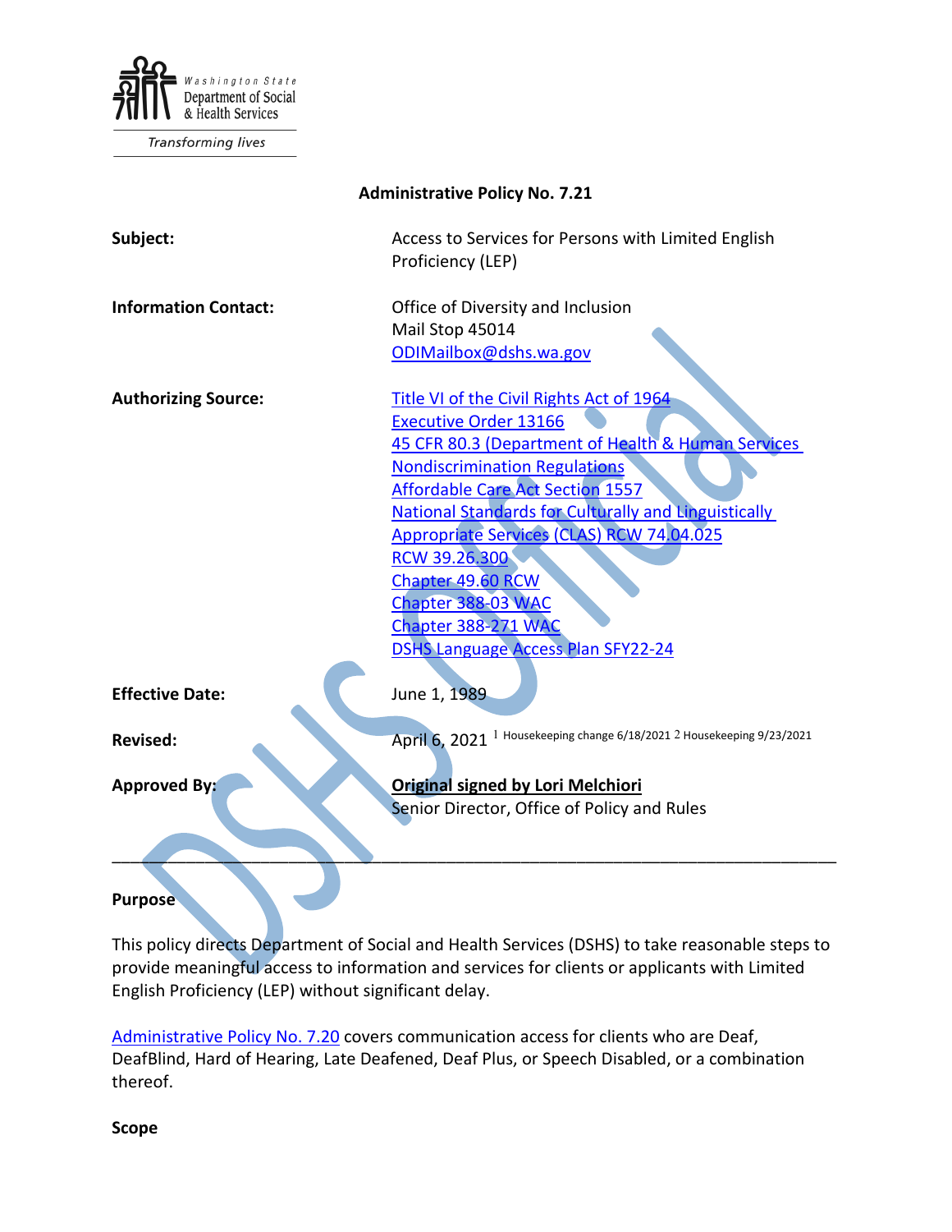Washington State Department of Social & Health Services

*Transforming lives*

**Administrative Policy No. 7.21**

| | |
|---|---|
| **Subject:** | Access to Services for Persons with Limited English Proficiency (LEP) |
| **Information Contact:** | Office of Diversity and Inclusion<br>Mail Stop 45014<br>ODIMailbox@dshs.wa.gov |
| **Authorizing Source:** | Title VI of the Civil Rights Act of 1964<br>Executive Order 13166<br>45 CFR 80.3 (Department of Health & Human Services Nondiscrimination Regulations<br>Affordable Care Act Section 1557<br>National Standards for Culturally and Linguistically Appropriate Services (CLAS) RCW 74.04.025<br>RCW 39.26.300<br>Chapter 49.60 RCW<br>Chapter 388-03 WAC<br>Chapter 388-271 WAC<br>DSHS Language Access Plan SFY22-24 |
| **Effective Date:** | June 1, 1989 |
| **Revised:** | April 6, 2021 [1] Housekeeping change 6/18/2021 [2] Housekeeping 9/23/2021 |
| **Approved By:** | **Original signed by Lori Melchiori**<br>Senior Director, Office of Policy and Rules |

---

## Purpose

This policy directs Department of Social and Health Services (DSHS) to take reasonable steps to provide meaningful access to information and services for clients or applicants with Limited English Proficiency (LEP) without significant delay.

Administrative Policy No. 7.20 covers communication access for clients who are Deaf, DeafBlind, Hard of Hearing, Late Deafened, Deaf Plus, or Speech Disabled, or a combination thereof.

## Scope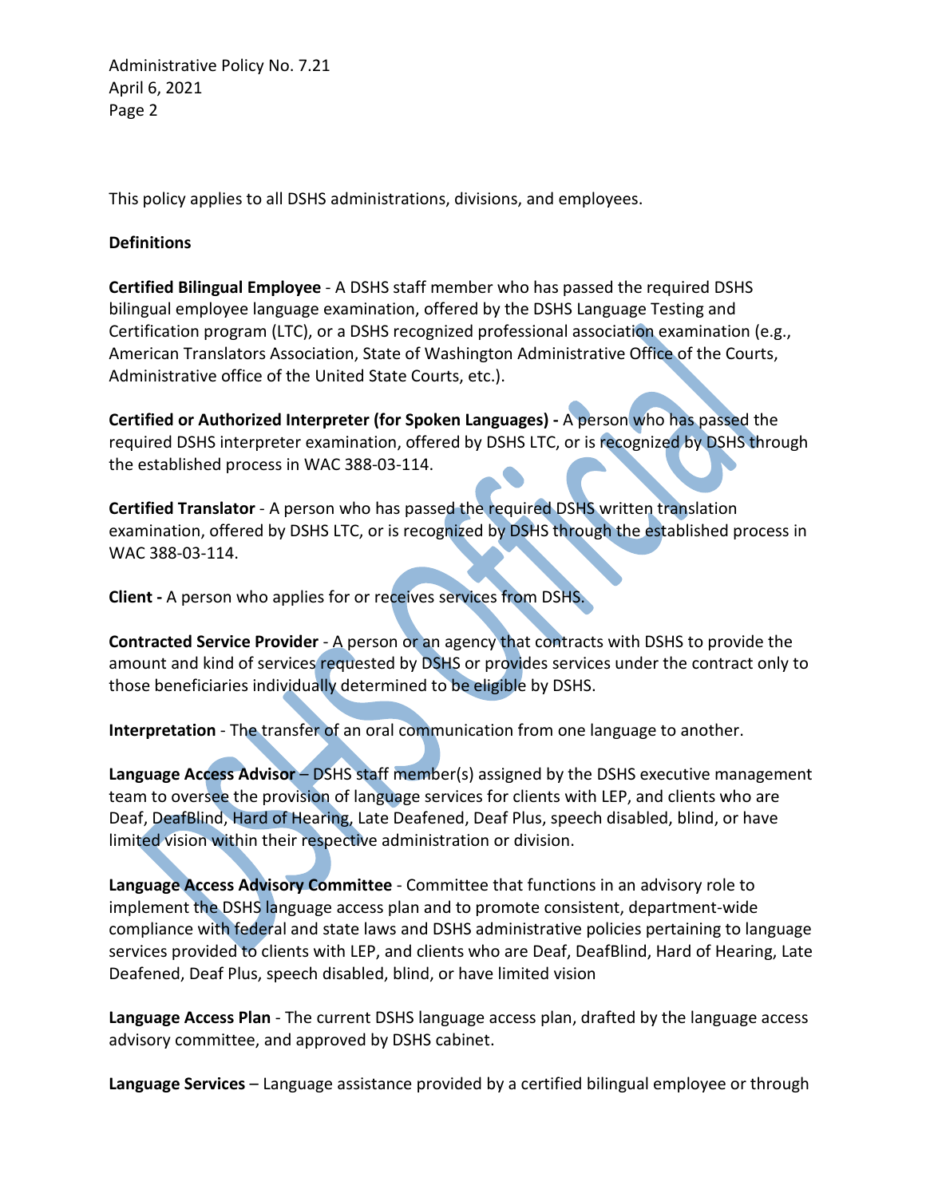This policy applies to all DSHS administrations, divisions, and employees.

**Definitions**

**Certified Bilingual Employee** - A DSHS staff member who has passed the required DSHS bilingual employee language examination, offered by the DSHS Language Testing and Certification program (LTC), or a DSHS recognized professional association examination (e.g., American Translators Association, State of Washington Administrative Office of the Courts, Administrative office of the United State Courts, etc.).

**Certified or Authorized Interpreter (for Spoken Languages) -** A person who has passed the required DSHS interpreter examination, offered by DSHS LTC, or is recognized by DSHS through the established process in WAC 388-03-114.

**Certified Translator** - A person who has passed the required DSHS written translation examination, offered by DSHS LTC, or is recognized by DSHS through the established process in WAC 388-03-114.

**Client -** A person who applies for or receives services from DSHS.

**Contracted Service Provider** - A person or an agency that contracts with DSHS to provide the amount and kind of services requested by DSHS or provides services under the contract only to those beneficiaries individually determined to be eligible by DSHS.

**Interpretation** - The transfer of an oral communication from one language to another.

**Language Access Advisor** – DSHS staff member(s) assigned by the DSHS executive management team to oversee the provision of language services for clients with LEP, and clients who are Deaf, DeafBlind, Hard of Hearing, Late Deafened, Deaf Plus, speech disabled, blind, or have limited vision within their respective administration or division.

**Language Access Advisory Committee** - Committee that functions in an advisory role to implement the DSHS language access plan and to promote consistent, department-wide compliance with federal and state laws and DSHS administrative policies pertaining to language services provided to clients with LEP, and clients who are Deaf, DeafBlind, Hard of Hearing, Late Deafened, Deaf Plus, speech disabled, blind, or have limited vision

**Language Access Plan** - The current DSHS language access plan, drafted by the language access advisory committee, and approved by DSHS cabinet.

**Language Services** – Language assistance provided by a certified bilingual employee or through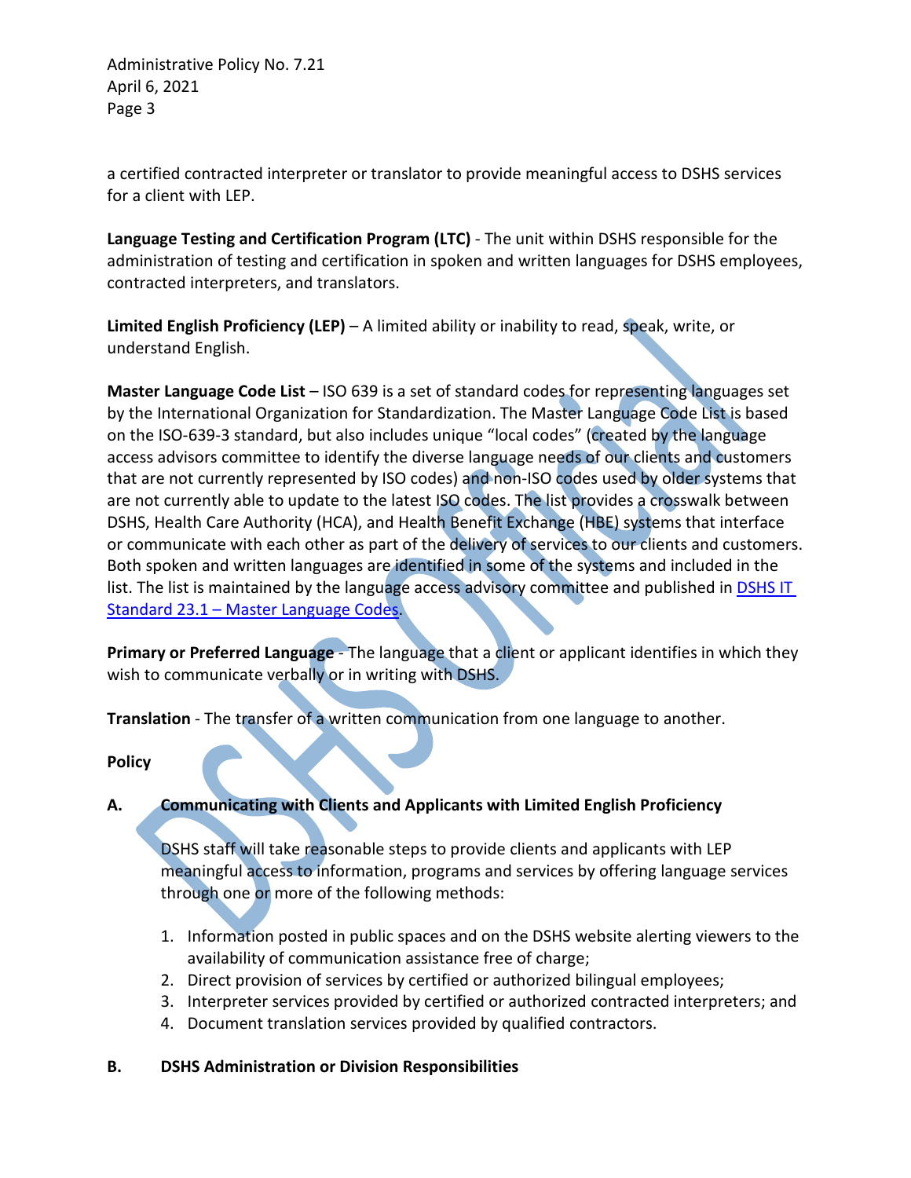a certified contracted interpreter or translator to provide meaningful access to DSHS services for a client with LEP.

**Language Testing and Certification Program (LTC)** - The unit within DSHS responsible for the administration of testing and certification in spoken and written languages for DSHS employees, contracted interpreters, and translators.

**Limited English Proficiency (LEP)** – A limited ability or inability to read, speak, write, or understand English.

**Master Language Code List** – ISO 639 is a set of standard codes for representing languages set by the International Organization for Standardization. The Master Language Code List is based on the ISO-639-3 standard, but also includes unique "local codes" (created by the language access advisors committee to identify the diverse language needs of our clients and customers that are not currently represented by ISO codes) and non-ISO codes used by older systems that are not currently able to update to the latest ISO codes. The list provides a crosswalk between DSHS, Health Care Authority (HCA), and Health Benefit Exchange (HBE) systems that interface or communicate with each other as part of the delivery of services to our clients and customers. Both spoken and written languages are identified in some of the systems and included in the list. The list is maintained by the language access advisory committee and published in [DSHS IT Standard 23.1 – Master Language Codes](DSHS IT Standard 23.1 – Master Language Codes).

**Primary or Preferred Language** - The language that a client or applicant identifies in which they wish to communicate verbally or in writing with DSHS.

**Translation** - The transfer of a written communication from one language to another.

**Policy**

**A. Communicating with Clients and Applicants with Limited English Proficiency**

DSHS staff will take reasonable steps to provide clients and applicants with LEP meaningful access to information, programs and services by offering language services through one or more of the following methods:

1. Information posted in public spaces and on the DSHS website alerting viewers to the availability of communication assistance free of charge;
2. Direct provision of services by certified or authorized bilingual employees;
3. Interpreter services provided by certified or authorized contracted interpreters; and
4. Document translation services provided by qualified contractors.

**B. DSHS Administration or Division Responsibilities**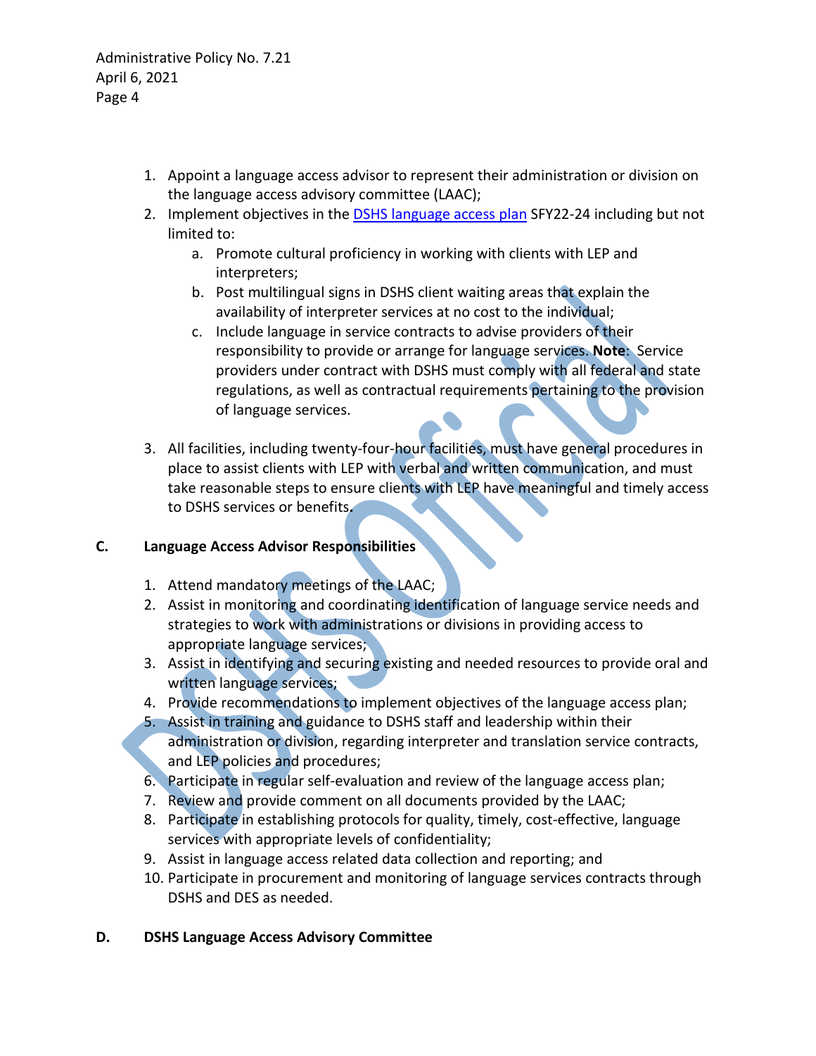1. Appoint a language access advisor to represent their administration or division on the language access advisory committee (LAAC);
2. Implement objectives in the [DSHS language access plan] SFY22-24 including but not limited to:
    a. Promote cultural proficiency in working with clients with LEP and interpreters;
    b. Post multilingual signs in DSHS client waiting areas that explain the availability of interpreter services at no cost to the individual;
    c. Include language in service contracts to advise providers of their responsibility to provide or arrange for language services. **Note**: Service providers under contract with DSHS must comply with all federal and state regulations, as well as contractual requirements pertaining to the provision of language services.

3. All facilities, including twenty-four-hour facilities, must have general procedures in place to assist clients with LEP with verbal and written communication, and must take reasonable steps to ensure clients with LEP have meaningful and timely access to DSHS services or benefits**.**

### C. Language Access Advisor Responsibilities

1. Attend mandatory meetings of the LAAC;
2. Assist in monitoring and coordinating identification of language service needs and strategies to work with administrations or divisions in providing access to appropriate language services;
3. Assist in identifying and securing existing and needed resources to provide oral and written language services;
4. Provide recommendations to implement objectives of the language access plan;
5. Assist in training and guidance to DSHS staff and leadership within their administration or division, regarding interpreter and translation service contracts, and LEP policies and procedures;
6. Participate in regular self-evaluation and review of the language access plan;
7. Review and provide comment on all documents provided by the LAAC;
8. Participate in establishing protocols for quality, timely, cost-effective, language services with appropriate levels of confidentiality;
9. Assist in language access related data collection and reporting; and
10. Participate in procurement and monitoring of language services contracts through DSHS and DES as needed.

### D. DSHS Language Access Advisory Committee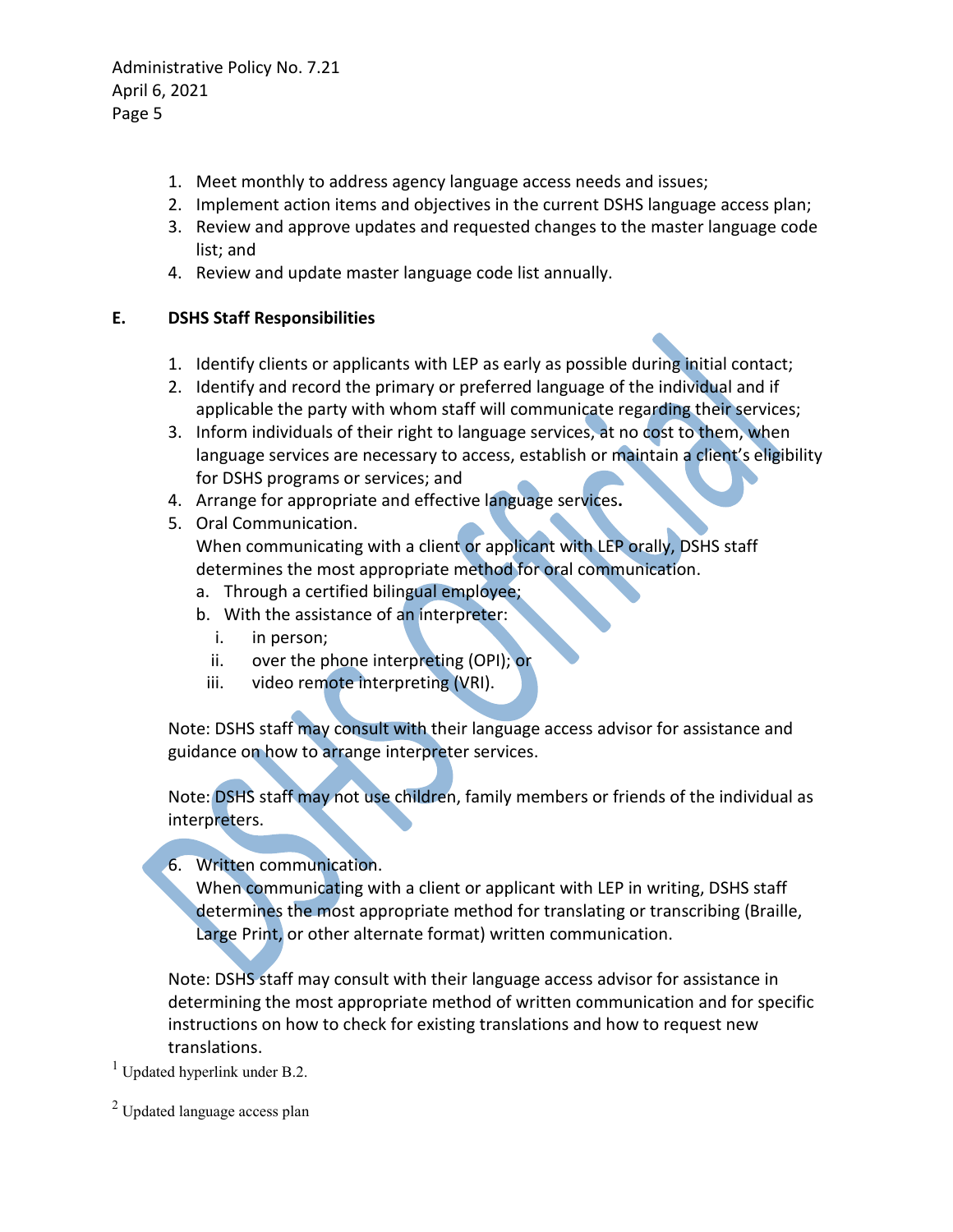1. Meet monthly to address agency language access needs and issues;
2. Implement action items and objectives in the current DSHS language access plan;
3. Review and approve updates and requested changes to the master language code list; and
4. Review and update master language code list annually.

**E. DSHS Staff Responsibilities**

1. Identify clients or applicants with LEP as early as possible during initial contact;
2. Identify and record the primary or preferred language of the individual and if applicable the party with whom staff will communicate regarding their services;
3. Inform individuals of their right to language services, at no cost to them, when language services are necessary to access, establish or maintain a client's eligibility for DSHS programs or services; and
4. Arrange for appropriate and effective language services**.**
5. Oral Communication.
   When communicating with a client or applicant with LEP orally, DSHS staff determines the most appropriate method for oral communication.
   a. Through a certified bilingual employee;
   b. With the assistance of an interpreter:
      i. in person;
      ii. over the phone interpreting (OPI); or
      iii. video remote interpreting (VRI).

   Note: DSHS staff may consult with their language access advisor for assistance and guidance on how to arrange interpreter services.

   Note: DSHS staff may not use children, family members or friends of the individual as interpreters.

6. Written communication.
   When communicating with a client or applicant with LEP in writing, DSHS staff determines the most appropriate method for translating or transcribing (Braille, Large Print, or other alternate format) written communication.

   Note: DSHS staff may consult with their language access advisor for assistance in determining the most appropriate method of written communication and for specific instructions on how to check for existing translations and how to request new translations.

[1] Updated hyperlink under B.2.

[2] Updated language access plan